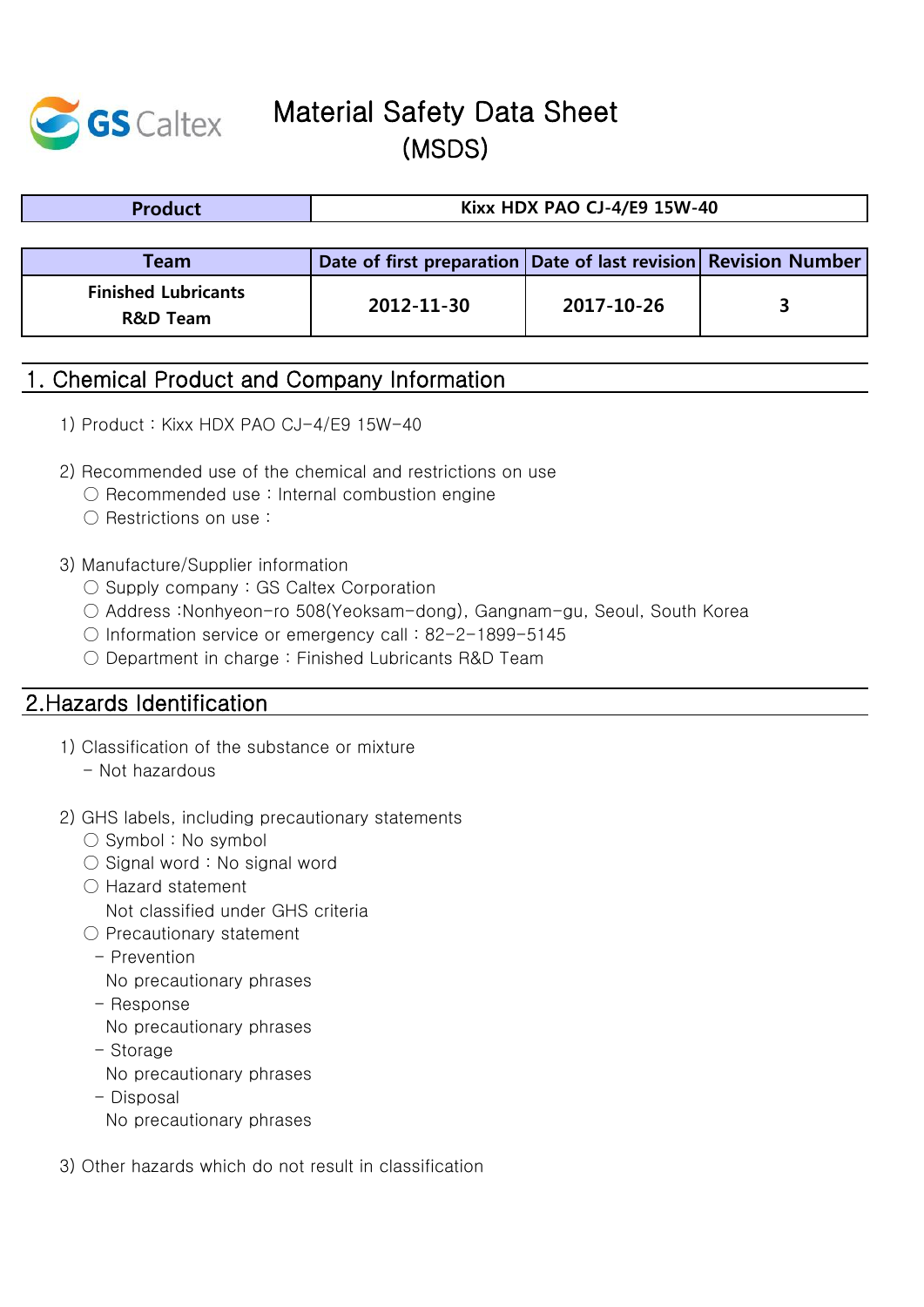GS Caltex

# Material Safety Data Sheet
# (MSDS)

| Product | Kixx HDX PAO CJ-4/E9 15W-40 |
|---|---|

| Team | Date of first preparation | Date of last revision | Revision Number |
|---|---|---|---|
| Finished Lubricants R&D Team | 2012-11-30 | 2017-10-26 | 3 |

## 1. Chemical Product and Company Information

1) Product : Kixx HDX PAO CJ-4/E9 15W-40

2) Recommended use of the chemical and restrictions on use
   - ○ Recommended use : Internal combustion engine
   - ○ Restrictions on use :

3) Manufacture/Supplier information
   - ○ Supply company : GS Caltex Corporation
   - ○ Address :Nonhyeon-ro 508(Yeoksam-dong), Gangnam-gu, Seoul, South Korea
   - ○ Information service or emergency call : 82-2-1899-5145
   - ○ Department in charge : Finished Lubricants R&D Team

## 2.Hazards Identification

1) Classification of the substance or mixture
   - Not hazardous

2) GHS labels, including precautionary statements
   - ○ Symbol : No symbol
   - ○ Signal word : No signal word
   - ○ Hazard statement
     
     Not classified under GHS criteria
   - ○ Precautionary statement
     - Prevention
       
       No precautionary phrases
     - Response
       
       No precautionary phrases
     - Storage
       
       No precautionary phrases
     - Disposal
       
       No precautionary phrases

3) Other hazards which do not result in classification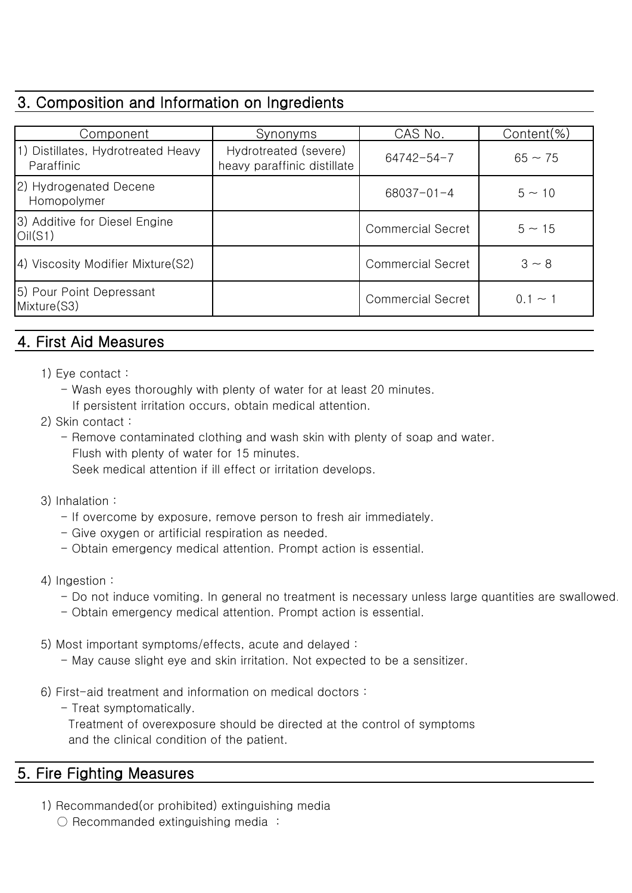## 3. Composition and Information on Ingredients

| Component | Synonyms | CAS No. | Content(%) |
|---|---|---|---|
| 1) Distillates, Hydrotreated Heavy Paraffinic | Hydrotreated (severe) heavy paraffinic distillate | 64742-54-7 | 65 ~ 75 |
| 2) Hydrogenated Decene Homopolymer | | 68037-01-4 | 5 ~ 10 |
| 3) Additive for Diesel Engine Oil(S1) | | Commercial Secret | 5 ~ 15 |
| 4) Viscosity Modifier Mixture(S2) | | Commercial Secret | 3 ~ 8 |
| 5) Pour Point Depressant Mixture(S3) | | Commercial Secret | 0.1 ~ 1 |

## 4. First Aid Measures

1) Eye contact :
   - Wash eyes thoroughly with plenty of water for at least 20 minutes.
     If persistent irritation occurs, obtain medical attention.

2) Skin contact :
   - Remove contaminated clothing and wash skin with plenty of soap and water.
     Flush with plenty of water for 15 minutes.
     Seek medical attention if ill effect or irritation develops.

3) Inhalation :
   - If overcome by exposure, remove person to fresh air immediately.
   - Give oxygen or artificial respiration as needed.
   - Obtain emergency medical attention. Prompt action is essential.

4) Ingestion :
   - Do not induce vomiting. In general no treatment is necessary unless large quantities are swallowed.
   - Obtain emergency medical attention. Prompt action is essential.

5) Most important symptoms/effects, acute and delayed :
   - May cause slight eye and skin irritation. Not expected to be a sensitizer.

6) First-aid treatment and information on medical doctors :
   - Treat symptomatically.
     Treatment of overexposure should be directed at the control of symptoms and the clinical condition of the patient.

## 5. Fire Fighting Measures

1) Recommanded(or prohibited) extinguishing media
   ○ Recommanded extinguishing media :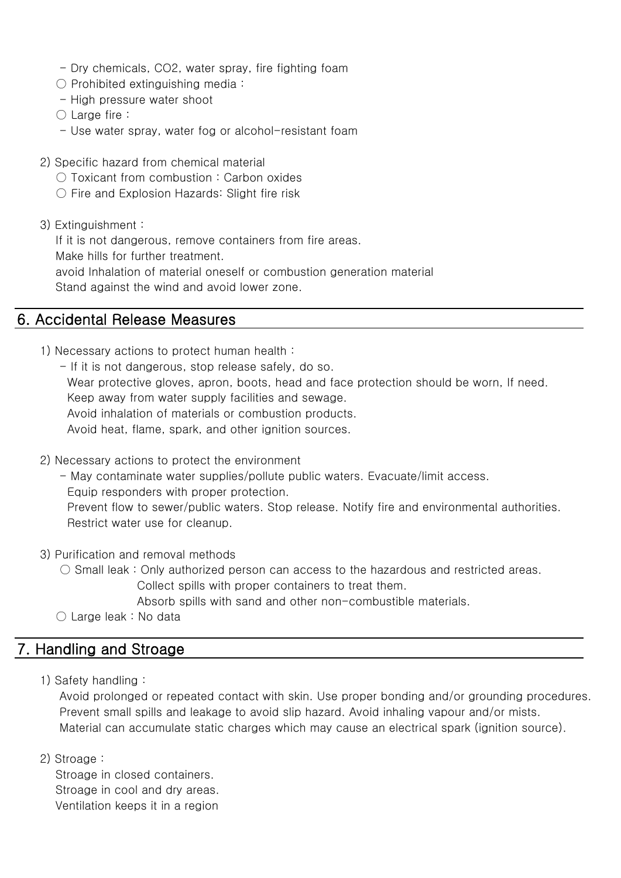- Dry chemicals, $CO_2$, water spray, fire fighting foam

○ Prohibited extinguishing media :

- High pressure water shoot

○ Large fire :

- Use water spray, water fog or alcohol-resistant foam

2) Specific hazard from chemical material

○ Toxicant from combustion : Carbon oxides

○ Fire and Explosion Hazards: Slight fire risk

3) Extinguishment :

If it is not dangerous, remove containers from fire areas.
Make hills for further treatment.
avoid Inhalation of material oneself or combustion generation material
Stand against the wind and avoid lower zone.

## 6. Accidental Release Measures

1) Necessary actions to protect human health :

- If it is not dangerous, stop release safely, do so.
Wear protective gloves, apron, boots, head and face protection should be worn, If need.
Keep away from water supply facilities and sewage.
Avoid inhalation of materials or combustion products.
Avoid heat, flame, spark, and other ignition sources.

2) Necessary actions to protect the environment

- May contaminate water supplies/pollute public waters. Evacuate/limit access.
Equip responders with proper protection.
Prevent flow to sewer/public waters. Stop release. Notify fire and environmental authorities.
Restrict water use for cleanup.

3) Purification and removal methods

○ Small leak : Only authorized person can access to the hazardous and restricted areas.
Collect spills with proper containers to treat them.
Absorb spills with sand and other non-combustible materials.

○ Large leak : No data

## 7. Handling and Stroage

1) Safety handling :

Avoid prolonged or repeated contact with skin. Use proper bonding and/or grounding procedures.
Prevent small spills and leakage to avoid slip hazard. Avoid inhaling vapour and/or mists.
Material can accumulate static charges which may cause an electrical spark (ignition source).

2) Stroage :

Stroage in closed containers.
Stroage in cool and dry areas.
Ventilation keeps it in a region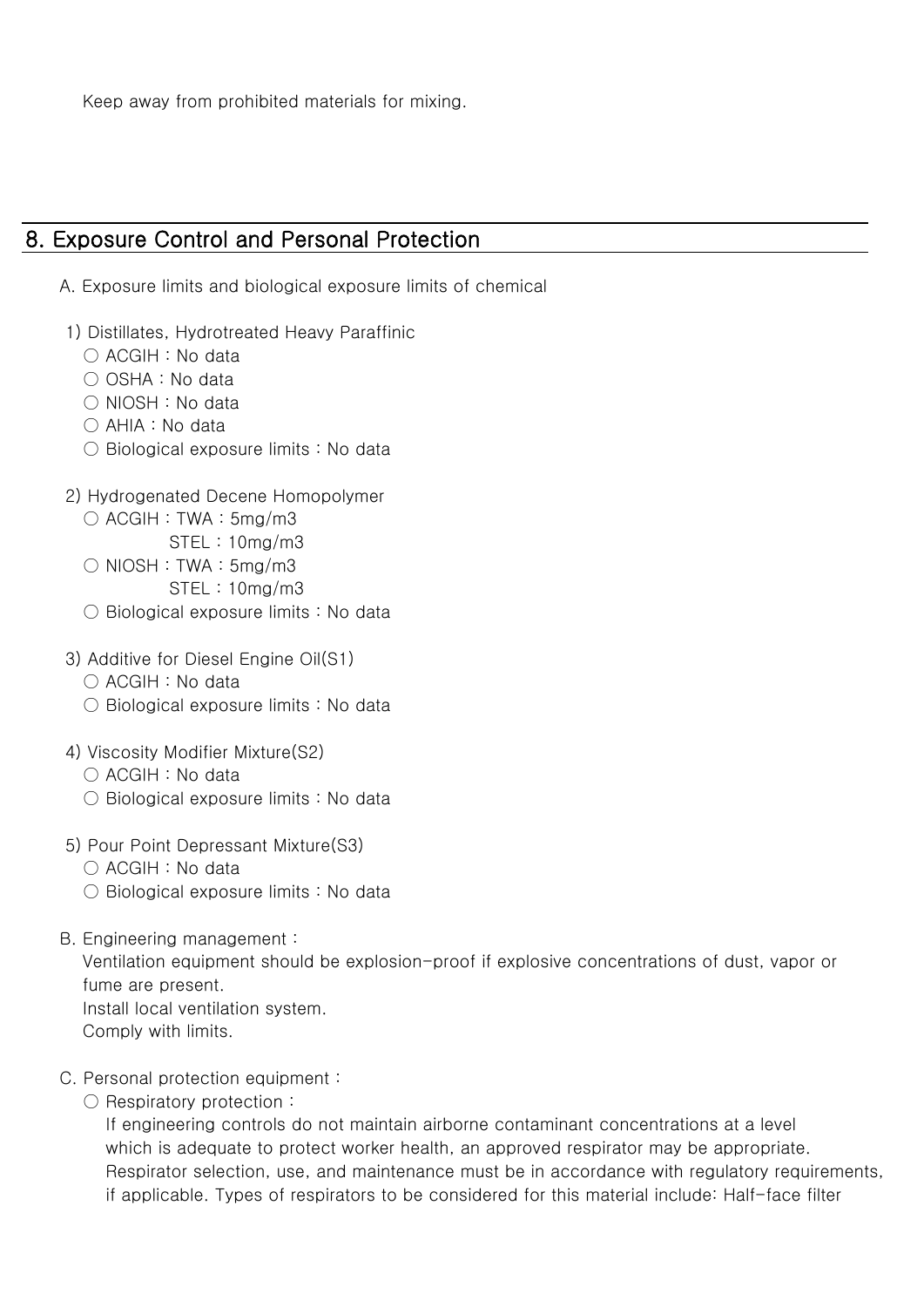Keep away from prohibited materials for mixing.

## 8. Exposure Control and Personal Protection

A. Exposure limits and biological exposure limits of chemical

1) Distillates, Hydrotreated Heavy Paraffinic
   - ○ ACGIH : No data
   - ○ OSHA : No data
   - ○ NIOSH : No data
   - ○ AHIA : No data
   - ○ Biological exposure limits : No data

2) Hydrogenated Decene Homopolymer
   - ○ ACGIH : TWA : 5mg/m3
     STEL : 10mg/m3
   - ○ NIOSH : TWA : 5mg/m3
     STEL : 10mg/m3
   - ○ Biological exposure limits : No data

3) Additive for Diesel Engine Oil(S1)
   - ○ ACGIH : No data
   - ○ Biological exposure limits : No data

4) Viscosity Modifier Mixture(S2)
   - ○ ACGIH : No data
   - ○ Biological exposure limits : No data

5) Pour Point Depressant Mixture(S3)
   - ○ ACGIH : No data
   - ○ Biological exposure limits : No data

B. Engineering management :
Ventilation equipment should be explosion-proof if explosive concentrations of dust, vapor or fume are present.
Install local ventilation system.
Comply with limits.

C. Personal protection equipment :
- ○ Respiratory protection :
  If engineering controls do not maintain airborne contaminant concentrations at a level which is adequate to protect worker health, an approved respirator may be appropriate. Respirator selection, use, and maintenance must be in accordance with regulatory requirements, if applicable. Types of respirators to be considered for this material include: Half-face filter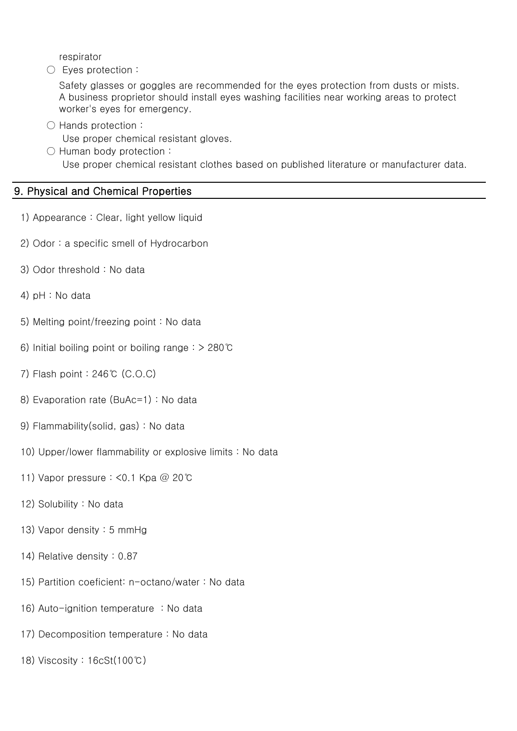respirator

○ Eyes protection :

Safety glasses or goggles are recommended for the eyes protection from dusts or mists. A business proprietor should install eyes washing facilities near working areas to protect worker's eyes for emergency.

○ Hands protection :

Use proper chemical resistant gloves.

○ Human body protection :

Use proper chemical resistant clothes based on published literature or manufacturer data.

## 9. Physical and Chemical Properties

1) Appearance : Clear, light yellow liquid

2) Odor : a specific smell of Hydrocarbon

3) Odor threshold : No data

4) pH : No data

5) Melting point/freezing point : No data

6) Initial boiling point or boiling range : > 280℃

7) Flash point : 246℃ (C.O.C)

8) Evaporation rate (BuAc=1) : No data

9) Flammability(solid, gas) : No data

10) Upper/lower flammability or explosive limits : No data

11) Vapor pressure : <0.1 Kpa @ 20℃

12) Solubility : No data

13) Vapor density : 5 mmHg

14) Relative density : 0.87

15) Partition coeficient: n-octano/water : No data

16) Auto-ignition temperature : No data

17) Decomposition temperature : No data

18) Viscosity : 16cSt(100℃)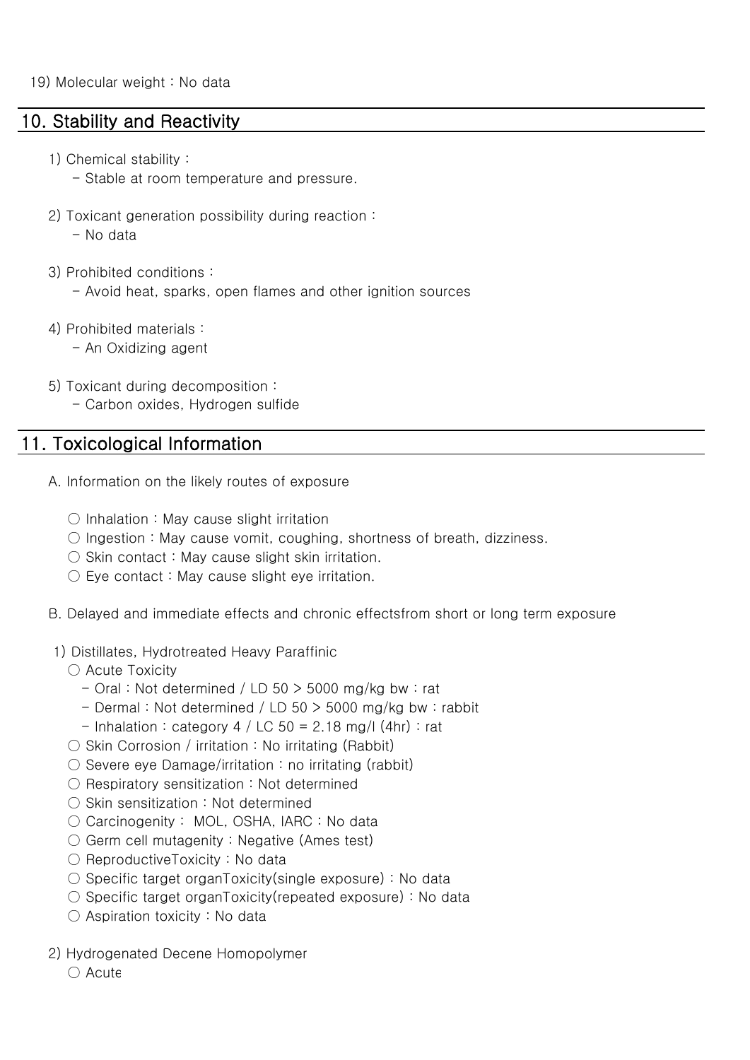19) Molecular weight : No data

## 10. Stability and Reactivity

1) Chemical stability :
   - Stable at room temperature and pressure.

2) Toxicant generation possibility during reaction :
   - No data

3) Prohibited conditions :
   - Avoid heat, sparks, open flames and other ignition sources

4) Prohibited materials :
   - An Oxidizing agent

5) Toxicant during decomposition :
   - Carbon oxides, Hydrogen sulfide

## 11. Toxicological Information

A. Information on the likely routes of exposure

○ Inhalation : May cause slight irritation
○ Ingestion : May cause vomit, coughing, shortness of breath, dizziness.
○ Skin contact : May cause slight skin irritation.
○ Eye contact : May cause slight eye irritation.

B. Delayed and immediate effects and chronic effectsfrom short or long term exposure

1) Distillates, Hydrotreated Heavy Paraffinic

○ Acute Toxicity
   - Oral : Not determined / LD 50 > 5000 mg/kg bw : rat
   - Dermal : Not determined / LD 50 > 5000 mg/kg bw : rabbit
   - Inhalation : category 4 / LC 50 = 2.18 mg/l (4hr) : rat

○ Skin Corrosion / irritation : No irritating (Rabbit)
○ Severe eye Damage/irritation : no irritating (rabbit)
○ Respiratory sensitization : Not determined
○ Skin sensitization : Not determined
○ Carcinogenity : MOL, OSHA, IARC : No data
○ Germ cell mutagenity : Negative (Ames test)
○ ReproductiveToxicity : No data
○ Specific target organToxicity(single exposure) : No data
○ Specific target organToxicity(repeated exposure) : No data
○ Aspiration toxicity : No data

2) Hydrogenated Decene Homopolymer

○ Acute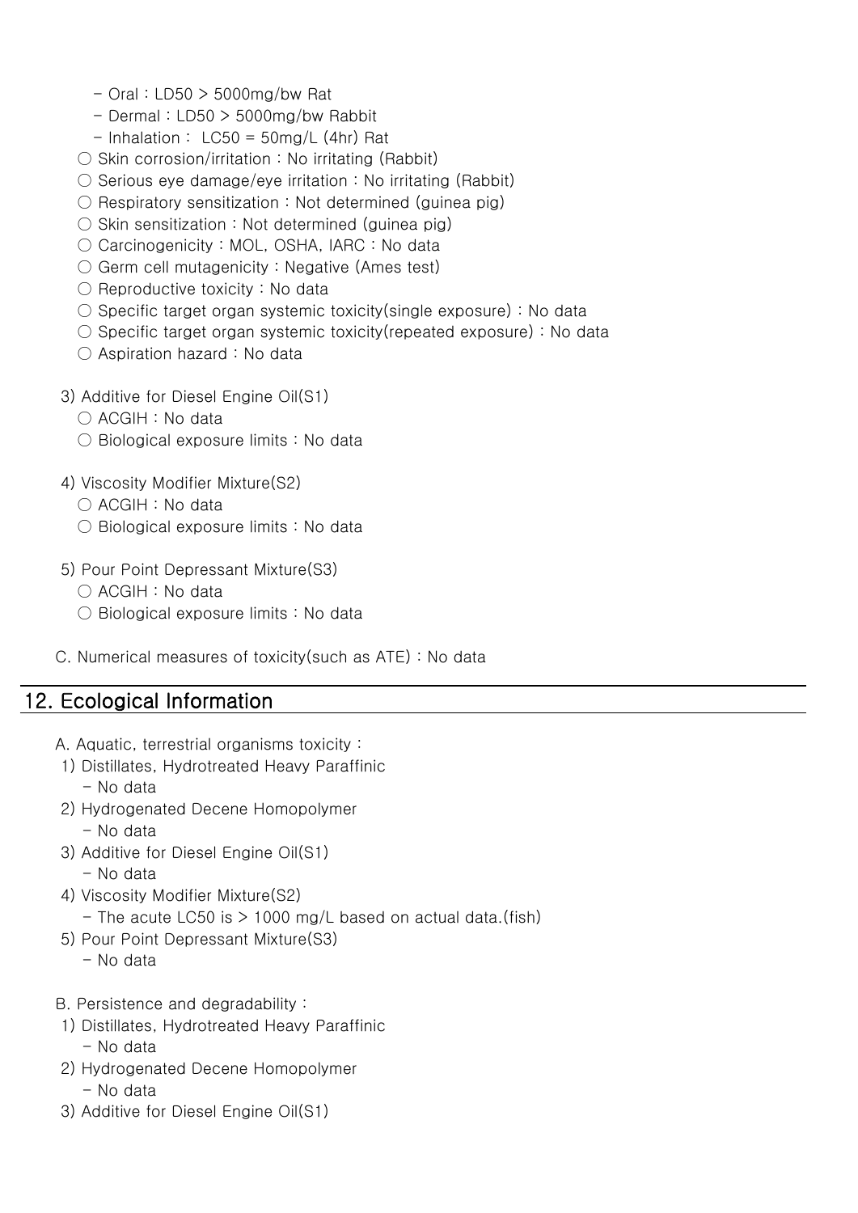- Oral : LD50 > 5000mg/bw Rat
- Dermal : LD50 > 5000mg/bw Rabbit
- Inhalation : LC50 = 50mg/L (4hr) Rat

○ Skin corrosion/irritation : No irritating (Rabbit)
○ Serious eye damage/eye irritation : No irritating (Rabbit)
○ Respiratory sensitization : Not determined (guinea pig)
○ Skin sensitization : Not determined (guinea pig)
○ Carcinogenicity : MOL, OSHA, IARC : No data
○ Germ cell mutagenicity : Negative (Ames test)
○ Reproductive toxicity : No data
○ Specific target organ systemic toxicity(single exposure) : No data
○ Specific target organ systemic toxicity(repeated exposure) : No data
○ Aspiration hazard : No data

3) Additive for Diesel Engine Oil(S1)
○ ACGIH : No data
○ Biological exposure limits : No data

4) Viscosity Modifier Mixture(S2)
○ ACGIH : No data
○ Biological exposure limits : No data

5) Pour Point Depressant Mixture(S3)
○ ACGIH : No data
○ Biological exposure limits : No data

C. Numerical measures of toxicity(such as ATE) : No data

## 12. Ecological Information

A. Aquatic, terrestrial organisms toxicity :

1) Distillates, Hydrotreated Heavy Paraffinic
   - No data
2) Hydrogenated Decene Homopolymer
   - No data
3) Additive for Diesel Engine Oil(S1)
   - No data
4) Viscosity Modifier Mixture(S2)
   - The acute LC50 is > 1000 mg/L based on actual data.(fish)
5) Pour Point Depressant Mixture(S3)
   - No data

B. Persistence and degradability :

1) Distillates, Hydrotreated Heavy Paraffinic
   - No data
2) Hydrogenated Decene Homopolymer
   - No data
3) Additive for Diesel Engine Oil(S1)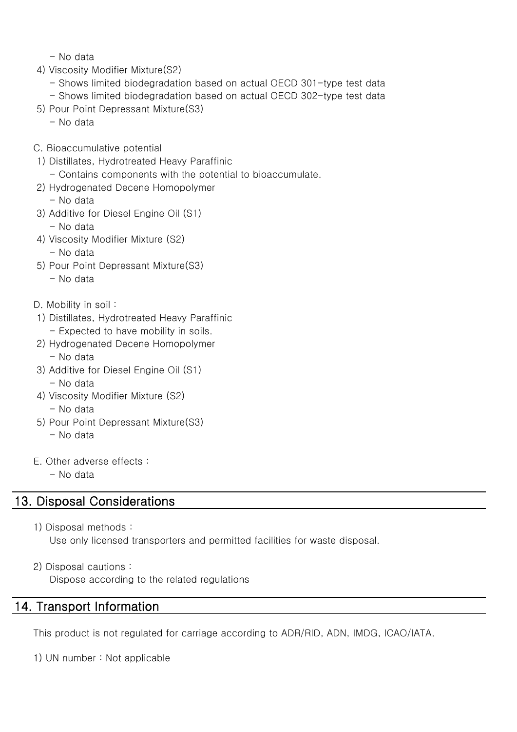- No data

4) Viscosity Modifier Mixture(S2)
   - Shows limited biodegradation based on actual OECD 301-type test data
   - Shows limited biodegradation based on actual OECD 302-type test data

5) Pour Point Depressant Mixture(S3)
   - No data

C. Bioaccumulative potential

1) Distillates, Hydrotreated Heavy Paraffinic
   - Contains components with the potential to bioaccumulate.

2) Hydrogenated Decene Homopolymer
   - No data

3) Additive for Diesel Engine Oil (S1)
   - No data

4) Viscosity Modifier Mixture (S2)
   - No data

5) Pour Point Depressant Mixture(S3)
   - No data

D. Mobility in soil :

1) Distillates, Hydrotreated Heavy Paraffinic
   - Expected to have mobility in soils.

2) Hydrogenated Decene Homopolymer
   - No data

3) Additive for Diesel Engine Oil (S1)
   - No data

4) Viscosity Modifier Mixture (S2)
   - No data

5) Pour Point Depressant Mixture(S3)
   - No data

E. Other adverse effects :
   - No data

## 13. Disposal Considerations

1) Disposal methods :
   Use only licensed transporters and permitted facilities for waste disposal.

2) Disposal cautions :
   Dispose according to the related regulations

## 14. Transport Information

This product is not regulated for carriage according to ADR/RID, ADN, IMDG, ICAO/IATA.

1) UN number : Not applicable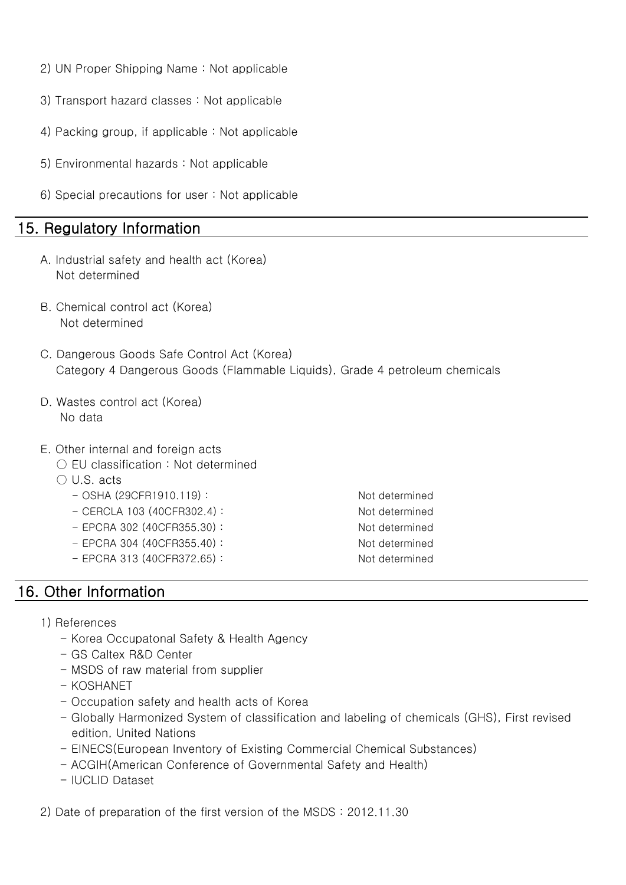2) UN Proper Shipping Name : Not applicable

3) Transport hazard classes : Not applicable

4) Packing group, if applicable : Not applicable

5) Environmental hazards : Not applicable

6) Special precautions for user : Not applicable

## 15. Regulatory Information

A. Industrial safety and health act (Korea)
Not determined

B. Chemical control act (Korea)
Not determined

C. Dangerous Goods Safe Control Act (Korea)
Category 4 Dangerous Goods (Flammable Liquids), Grade 4 petroleum chemicals

D. Wastes control act (Korea)
No data

E. Other internal and foreign acts
- ○ EU classification : Not determined
- ○ U.S. acts
  - OSHA (29CFR1910.119) : Not determined
  - CERCLA 103 (40CFR302.4) : Not determined
  - EPCRA 302 (40CFR355.30) : Not determined
  - EPCRA 304 (40CFR355.40) : Not determined
  - EPCRA 313 (40CFR372.65) : Not determined

## 16. Other Information

1) References
- Korea Occupatonal Safety & Health Agency
- GS Caltex R&D Center
- MSDS of raw material from supplier
- KOSHANET
- Occupation safety and health acts of Korea
- Globally Harmonized System of classification and labeling of chemicals (GHS), First revised edition, United Nations
- EINECS(European Inventory of Existing Commercial Chemical Substances)
- ACGIH(American Conference of Governmental Safety and Health)
- IUCLID Dataset

2) Date of preparation of the first version of the MSDS : 2012.11.30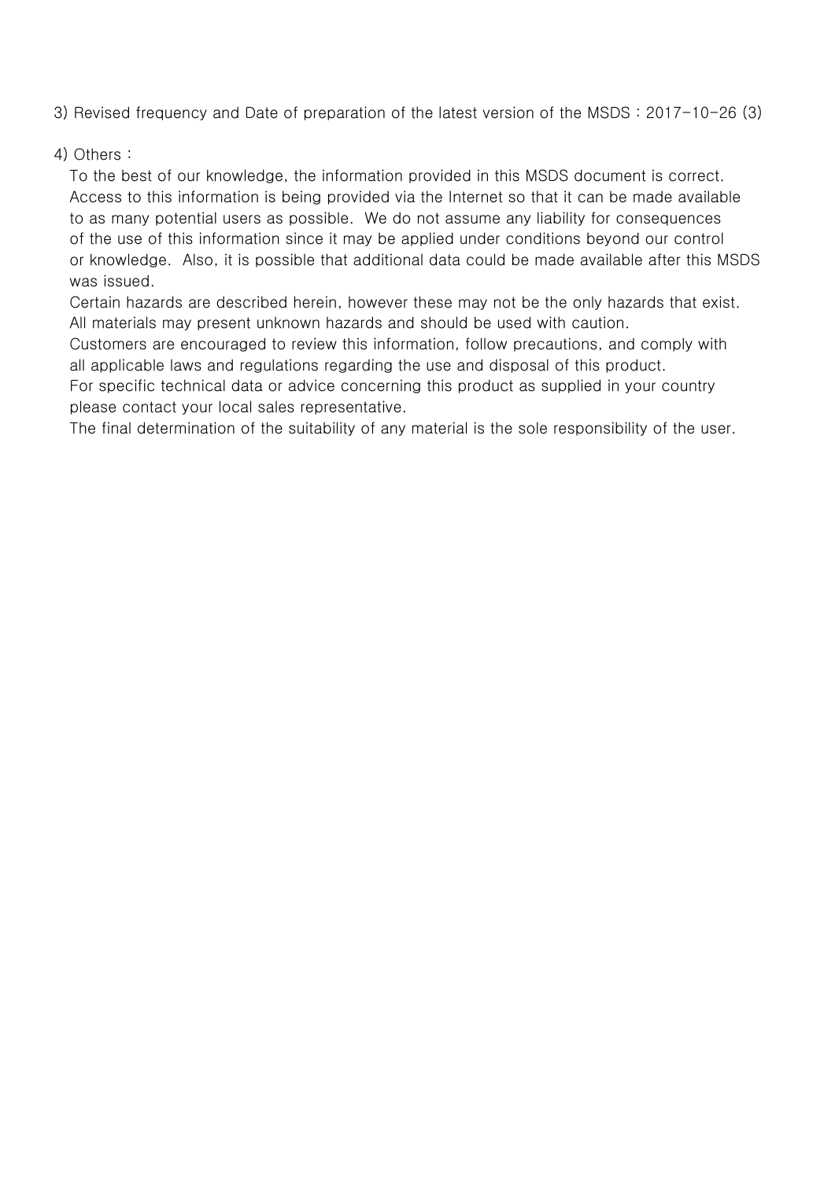3) Revised frequency and Date of preparation of the latest version of the MSDS : 2017-10-26 (3)

4) Others :

To the best of our knowledge, the information provided in this MSDS document is correct. Access to this information is being provided via the Internet so that it can be made available to as many potential users as possible. We do not assume any liability for consequences of the use of this information since it may be applied under conditions beyond our control or knowledge. Also, it is possible that additional data could be made available after this MSDS was issued.

Certain hazards are described herein, however these may not be the only hazards that exist. All materials may present unknown hazards and should be used with caution.

Customers are encouraged to review this information, follow precautions, and comply with all applicable laws and regulations regarding the use and disposal of this product.

For specific technical data or advice concerning this product as supplied in your country please contact your local sales representative.

The final determination of the suitability of any material is the sole responsibility of the user.